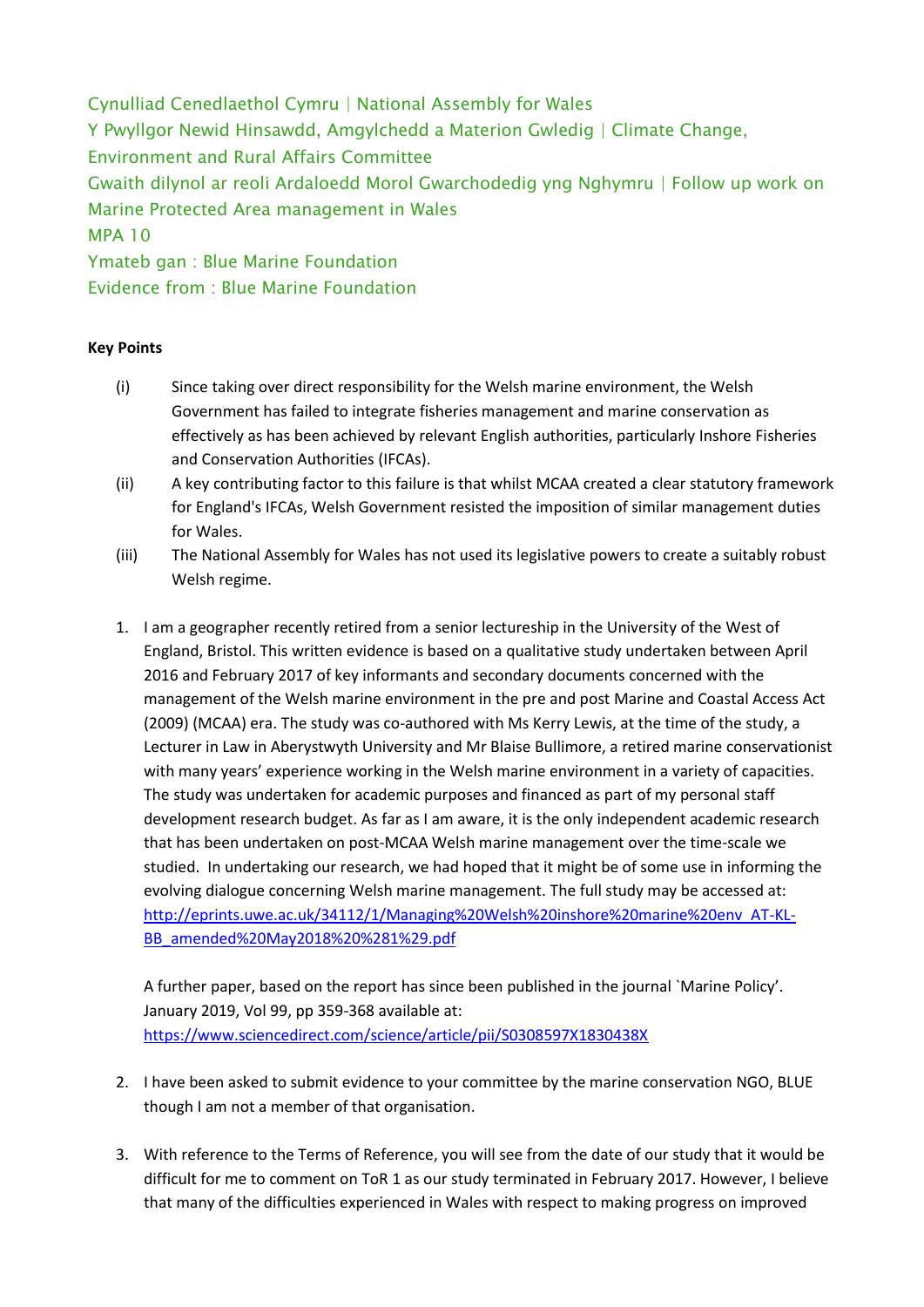Cynulliad Cenedlaethol Cymru | National Assembly for Wales
Y Pwyllgor Newid Hinsawdd, Amgylchedd a Materion Gwledig | Climate Change, Environment and Rural Affairs Committee
Gwaith dilynol ar reoli Ardaloedd Morol Gwarchodedig yng Nghymru | Follow up work on Marine Protected Area management in Wales
MPA 10
Ymateb gan : Blue Marine Foundation
Evidence from : Blue Marine Foundation

**Key Points**

(i) Since taking over direct responsibility for the Welsh marine environment, the Welsh Government has failed to integrate fisheries management and marine conservation as effectively as has been achieved by relevant English authorities, particularly Inshore Fisheries and Conservation Authorities (IFCAs).

(ii) A key contributing factor to this failure is that whilst MCAA created a clear statutory framework for England's IFCAs, Welsh Government resisted the imposition of similar management duties for Wales.

(iii) The National Assembly for Wales has not used its legislative powers to create a suitably robust Welsh regime.

1. I am a geographer recently retired from a senior lectureship in the University of the West of England, Bristol. This written evidence is based on a qualitative study undertaken between April 2016 and February 2017 of key informants and secondary documents concerned with the management of the Welsh marine environment in the pre and post Marine and Coastal Access Act (2009) (MCAA) era. The study was co-authored with Ms Kerry Lewis, at the time of the study, a Lecturer in Law in Aberystwyth University and Mr Blaise Bullimore, a retired marine conservationist with many years' experience working in the Welsh marine environment in a variety of capacities. The study was undertaken for academic purposes and financed as part of my personal staff development research budget. As far as I am aware, it is the only independent academic research that has been undertaken on post-MCAA Welsh marine management over the time-scale we studied. In undertaking our research, we had hoped that it might be of some use in informing the evolving dialogue concerning Welsh marine management. The full study may be accessed at: http://eprints.uwe.ac.uk/34112/1/Managing%20Welsh%20inshore%20marine%20env_AT-KL-BB_amended%20May2018%20%281%29.pdf

   A further paper, based on the report has since been published in the journal `Marine Policy'. January 2019, Vol 99, pp 359-368 available at: https://www.sciencedirect.com/science/article/pii/S0308597X1830438X

2. I have been asked to submit evidence to your committee by the marine conservation NGO, BLUE though I am not a member of that organisation.

3. With reference to the Terms of Reference, you will see from the date of our study that it would be difficult for me to comment on ToR 1 as our study terminated in February 2017. However, I believe that many of the difficulties experienced in Wales with respect to making progress on improved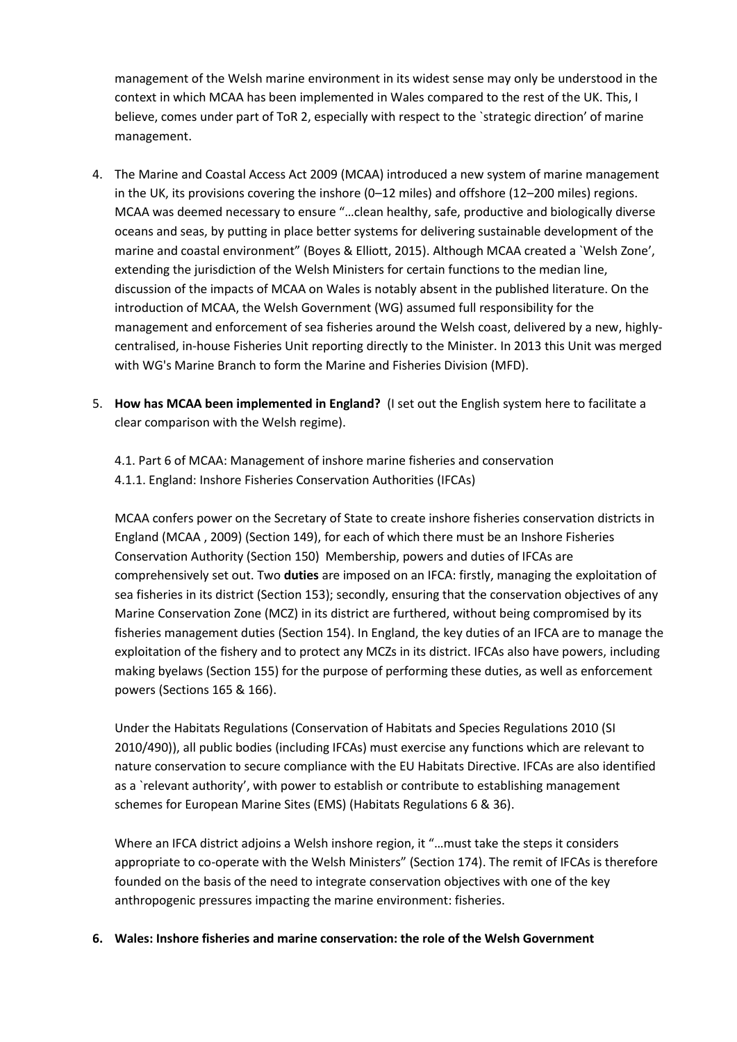management of the Welsh marine environment in its widest sense may only be understood in the context in which MCAA has been implemented in Wales compared to the rest of the UK. This, I believe, comes under part of ToR 2, especially with respect to the `strategic direction' of marine management.

4. The Marine and Coastal Access Act 2009 (MCAA) introduced a new system of marine management in the UK, its provisions covering the inshore (0–12 miles) and offshore (12–200 miles) regions. MCAA was deemed necessary to ensure "…clean healthy, safe, productive and biologically diverse oceans and seas, by putting in place better systems for delivering sustainable development of the marine and coastal environment" (Boyes & Elliott, 2015). Although MCAA created a `Welsh Zone', extending the jurisdiction of the Welsh Ministers for certain functions to the median line, discussion of the impacts of MCAA on Wales is notably absent in the published literature. On the introduction of MCAA, the Welsh Government (WG) assumed full responsibility for the management and enforcement of sea fisheries around the Welsh coast, delivered by a new, highly-centralised, in-house Fisheries Unit reporting directly to the Minister. In 2013 this Unit was merged with WG's Marine Branch to form the Marine and Fisheries Division (MFD).

5. **How has MCAA been implemented in England?** (I set out the English system here to facilitate a clear comparison with the Welsh regime).

   4.1. Part 6 of MCAA: Management of inshore marine fisheries and conservation
   4.1.1. England: Inshore Fisheries Conservation Authorities (IFCAs)

   MCAA confers power on the Secretary of State to create inshore fisheries conservation districts in England (MCAA , 2009) (Section 149), for each of which there must be an Inshore Fisheries Conservation Authority (Section 150) Membership, powers and duties of IFCAs are comprehensively set out. Two **duties** are imposed on an IFCA: firstly, managing the exploitation of sea fisheries in its district (Section 153); secondly, ensuring that the conservation objectives of any Marine Conservation Zone (MCZ) in its district are furthered, without being compromised by its fisheries management duties (Section 154). In England, the key duties of an IFCA are to manage the exploitation of the fishery and to protect any MCZs in its district. IFCAs also have powers, including making byelaws (Section 155) for the purpose of performing these duties, as well as enforcement powers (Sections 165 & 166).

   Under the Habitats Regulations (Conservation of Habitats and Species Regulations 2010 (SI 2010/490)), all public bodies (including IFCAs) must exercise any functions which are relevant to nature conservation to secure compliance with the EU Habitats Directive. IFCAs are also identified as a `relevant authority', with power to establish or contribute to establishing management schemes for European Marine Sites (EMS) (Habitats Regulations 6 & 36).

   Where an IFCA district adjoins a Welsh inshore region, it "…must take the steps it considers appropriate to co-operate with the Welsh Ministers" (Section 174). The remit of IFCAs is therefore founded on the basis of the need to integrate conservation objectives with one of the key anthropogenic pressures impacting the marine environment: fisheries.

6. **Wales: Inshore fisheries and marine conservation: the role of the Welsh Government**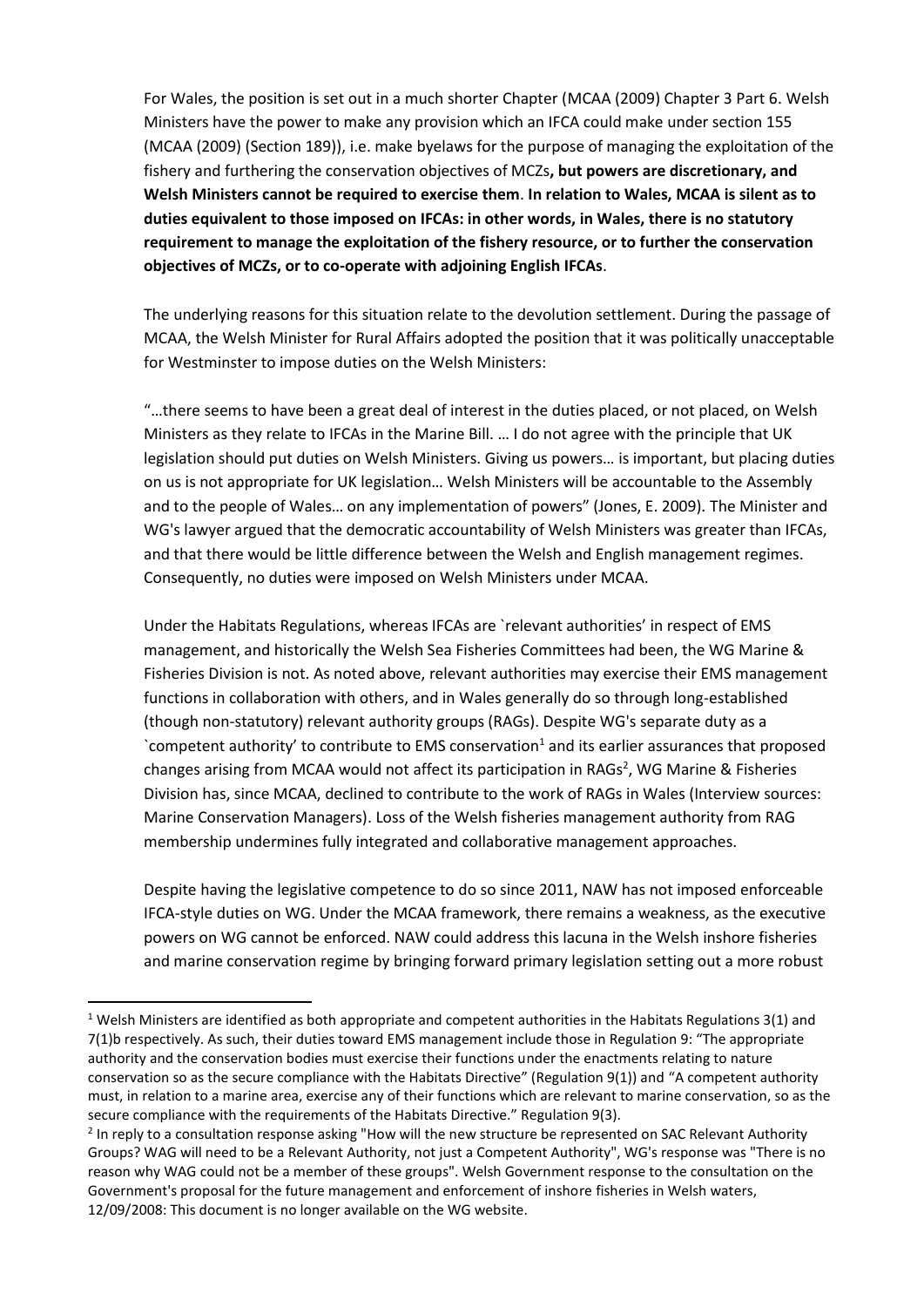For Wales, the position is set out in a much shorter Chapter (MCAA (2009) Chapter 3 Part 6. Welsh Ministers have the power to make any provision which an IFCA could make under section 155 (MCAA (2009) (Section 189)), i.e. make byelaws for the purpose of managing the exploitation of the fishery and furthering the conservation objectives of MCZs**, but powers are discretionary, and Welsh Ministers cannot be required to exercise them**. **In relation to Wales, MCAA is silent as to duties equivalent to those imposed on IFCAs: in other words, in Wales, there is no statutory requirement to manage the exploitation of the fishery resource, or to further the conservation objectives of MCZs, or to co-operate with adjoining English IFCAs**.

The underlying reasons for this situation relate to the devolution settlement. During the passage of MCAA, the Welsh Minister for Rural Affairs adopted the position that it was politically unacceptable for Westminster to impose duties on the Welsh Ministers:

"…there seems to have been a great deal of interest in the duties placed, or not placed, on Welsh Ministers as they relate to IFCAs in the Marine Bill. … I do not agree with the principle that UK legislation should put duties on Welsh Ministers. Giving us powers… is important, but placing duties on us is not appropriate for UK legislation… Welsh Ministers will be accountable to the Assembly and to the people of Wales… on any implementation of powers" (Jones, E. 2009). The Minister and WG's lawyer argued that the democratic accountability of Welsh Ministers was greater than IFCAs, and that there would be little difference between the Welsh and English management regimes. Consequently, no duties were imposed on Welsh Ministers under MCAA.

Under the Habitats Regulations, whereas IFCAs are `relevant authorities' in respect of EMS management, and historically the Welsh Sea Fisheries Committees had been, the WG Marine & Fisheries Division is not. As noted above, relevant authorities may exercise their EMS management functions in collaboration with others, and in Wales generally do so through long-established (though non-statutory) relevant authority groups (RAGs). Despite WG's separate duty as a `competent authority' to contribute to EMS conservation[1] and its earlier assurances that proposed changes arising from MCAA would not affect its participation in RAGs[2], WG Marine & Fisheries Division has, since MCAA, declined to contribute to the work of RAGs in Wales (Interview sources: Marine Conservation Managers). Loss of the Welsh fisheries management authority from RAG membership undermines fully integrated and collaborative management approaches.

Despite having the legislative competence to do so since 2011, NAW has not imposed enforceable IFCA-style duties on WG. Under the MCAA framework, there remains a weakness, as the executive powers on WG cannot be enforced. NAW could address this lacuna in the Welsh inshore fisheries and marine conservation regime by bringing forward primary legislation setting out a more robust

[1] Welsh Ministers are identified as both appropriate and competent authorities in the Habitats Regulations 3(1) and 7(1)b respectively. As such, their duties toward EMS management include those in Regulation 9: "The appropriate authority and the conservation bodies must exercise their functions under the enactments relating to nature conservation so as the secure compliance with the Habitats Directive" (Regulation 9(1)) and "A competent authority must, in relation to a marine area, exercise any of their functions which are relevant to marine conservation, so as the secure compliance with the requirements of the Habitats Directive." Regulation 9(3).

[2] In reply to a consultation response asking "How will the new structure be represented on SAC Relevant Authority Groups? WAG will need to be a Relevant Authority, not just a Competent Authority", WG's response was "There is no reason why WAG could not be a member of these groups". Welsh Government response to the consultation on the Government's proposal for the future management and enforcement of inshore fisheries in Welsh waters, 12/09/2008: This document is no longer available on the WG website.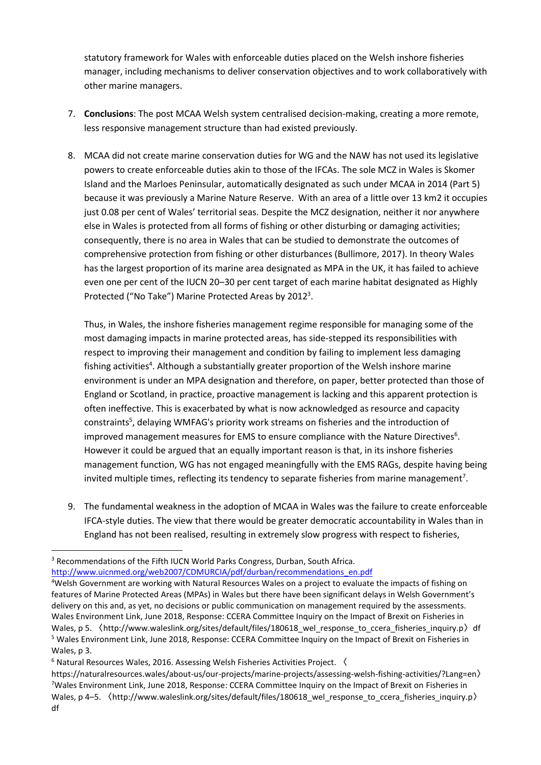statutory framework for Wales with enforceable duties placed on the Welsh inshore fisheries manager, including mechanisms to deliver conservation objectives and to work collaboratively with other marine managers.

7. **Conclusions**: The post MCAA Welsh system centralised decision-making, creating a more remote, less responsive management structure than had existed previously.

8. MCAA did not create marine conservation duties for WG and the NAW has not used its legislative powers to create enforceable duties akin to those of the IFCAs. The sole MCZ in Wales is Skomer Island and the Marloes Peninsular, automatically designated as such under MCAA in 2014 (Part 5) because it was previously a Marine Nature Reserve. With an area of a little over 13 km2 it occupies just 0.08 per cent of Wales' territorial seas. Despite the MCZ designation, neither it nor anywhere else in Wales is protected from all forms of fishing or other disturbing or damaging activities; consequently, there is no area in Wales that can be studied to demonstrate the outcomes of comprehensive protection from fishing or other disturbances (Bullimore, 2017). In theory Wales has the largest proportion of its marine area designated as MPA in the UK, it has failed to achieve even one per cent of the IUCN 20–30 per cent target of each marine habitat designated as Highly Protected ("No Take") Marine Protected Areas by 2012[3].

   Thus, in Wales, the inshore fisheries management regime responsible for managing some of the most damaging impacts in marine protected areas, has side-stepped its responsibilities with respect to improving their management and condition by failing to implement less damaging fishing activities[4]. Although a substantially greater proportion of the Welsh inshore marine environment is under an MPA designation and therefore, on paper, better protected than those of England or Scotland, in practice, proactive management is lacking and this apparent protection is often ineffective. This is exacerbated by what is now acknowledged as resource and capacity constraints[5], delaying WMFAG's priority work streams on fisheries and the introduction of improved management measures for EMS to ensure compliance with the Nature Directives[6]. However it could be argued that an equally important reason is that, in its inshore fisheries management function, WG has not engaged meaningfully with the EMS RAGs, despite having being invited multiple times, reflecting its tendency to separate fisheries from marine management[7].

9. The fundamental weakness in the adoption of MCAA in Wales was the failure to create enforceable IFCA-style duties. The view that there would be greater democratic accountability in Wales than in England has not been realised, resulting in extremely slow progress with respect to fisheries,

---

[3] Recommendations of the Fifth IUCN World Parks Congress, Durban, South Africa. http://www.uicnmed.org/web2007/CDMURCIA/pdf/durban/recommendations_en.pdf

[4] Welsh Government are working with Natural Resources Wales on a project to evaluate the impacts of fishing on features of Marine Protected Areas (MPAs) in Wales but there have been significant delays in Welsh Government's delivery on this and, as yet, no decisions or public communication on management required by the assessments. Wales Environment Link, June 2018, Response: CCERA Committee Inquiry on the Impact of Brexit on Fisheries in Wales, p 5. 〈http://www.waleslink.org/sites/default/files/180618_wel_response_to_ccera_fisheries_inquiry.p〉df

[5] Wales Environment Link, June 2018, Response: CCERA Committee Inquiry on the Impact of Brexit on Fisheries in Wales, p 3.

[6] Natural Resources Wales, 2016. Assessing Welsh Fisheries Activities Project. 〈https://naturalresources.wales/about-us/our-projects/marine-projects/assessing-welsh-fishing-activities/?Lang=en〉

[7] Wales Environment Link, June 2018, Response: CCERA Committee Inquiry on the Impact of Brexit on Fisheries in Wales, p 4–5. 〈http://www.waleslink.org/sites/default/files/180618_wel_response_to_ccera_fisheries_inquiry.p〉df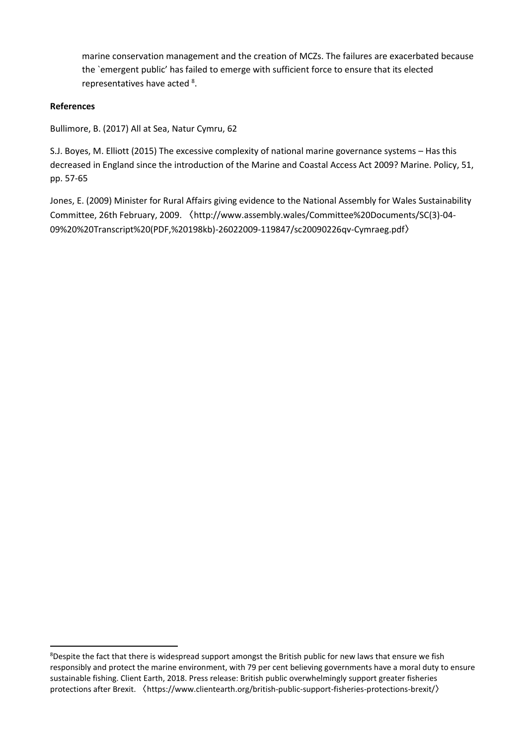marine conservation management and the creation of MCZs. The failures are exacerbated because the `emergent public' has failed to emerge with sufficient force to ensure that its elected representatives have acted [8].

**References**

Bullimore, B. (2017) All at Sea, Natur Cymru, 62

S.J. Boyes, M. Elliott (2015) The excessive complexity of national marine governance systems – Has this decreased in England since the introduction of the Marine and Coastal Access Act 2009? Marine. Policy, 51, pp. 57-65

Jones, E. (2009) Minister for Rural Affairs giving evidence to the National Assembly for Wales Sustainability Committee, 26th February, 2009. 〈http://www.assembly.wales/Committee%20Documents/SC(3)-04-09%20%20Transcript%20(PDF,%20198kb)-26022009-119847/sc20090226qv-Cymraeg.pdf〉

---

[8]Despite the fact that there is widespread support amongst the British public for new laws that ensure we fish responsibly and protect the marine environment, with 79 per cent believing governments have a moral duty to ensure sustainable fishing. Client Earth, 2018. Press release: British public overwhelmingly support greater fisheries protections after Brexit. 〈https://www.clientearth.org/british-public-support-fisheries-protections-brexit/〉